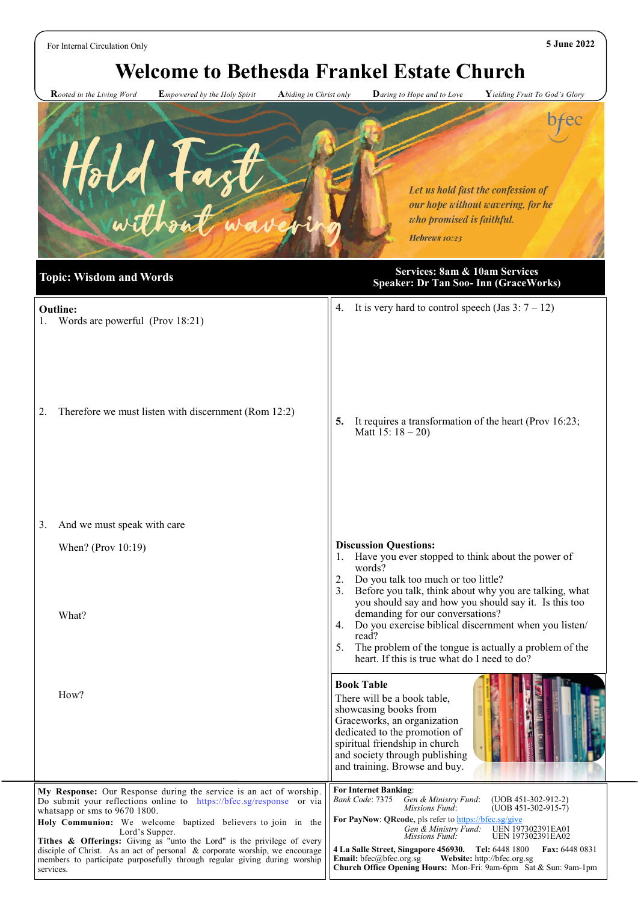For Internal Circulation Only

5 June 2022

# Welcome to Bethesda Frankel Estate Church

**R***ooted in the Living Word* **E***mpowered by the Holy Spirit* **A***biding in Christ only* **D***aring to Hope and to Love* **Y***ielding Fruit To God's Glory*

Hold Fast without wavering

bfec

*Let us hold fast the confession of our hope without wavering, for he who promised is faithful.*

*Hebrews 10:23*

## Topic: Wisdom and Words

**Services: 8am & 10am Services**
**Speaker: Dr Tan Soo- Inn (GraceWorks)**

**Outline:**

1. Words are powerful (Prov 18:21)

2. Therefore we must listen with discernment (Rom 12:2)

3. And we must speak with care

   When? (Prov 10:19)

   What?

   How?

4. It is very hard to control speech (Jas 3: 7 – 12)

5. It requires a transformation of the heart (Prov 16:23; Matt 15: 18 – 20)

**Discussion Questions:**

1. Have you ever stopped to think about the power of words?
2. Do you talk too much or too little?
3. Before you talk, think about why you are talking, what you should say and how you should say it. Is this too demanding for our conversations?
4. Do you exercise biblical discernment when you listen/ read?
5. The problem of the tongue is actually a problem of the heart. If this is true what do I need to do?

**Book Table**

There will be a book table, showcasing books from Graceworks, an organization dedicated to the promotion of spiritual friendship in church and society through publishing and training. Browse and buy.

**My Response:** Our Response during the service is an act of worship. Do submit your reflections online to https://bfec.sg/response or via whatsapp or sms to 9670 1800.

**Holy Communion:** We welcome baptized believers to join in the Lord's Supper.

**Tithes & Offerings:** Giving as "unto the Lord" is the privilege of every disciple of Christ. As an act of personal & corporate worship, we encourage members to participate purposefully through regular giving during worship services.

**For Internet Banking**:

*Bank Code*: 7375 *Gen & Ministry Fund*: (UOB 451-302-912-2)
*Missions Fund*: (UOB 451-302-915-7)

**For PayNow**: **QRcode,** pls refer to https://bfec.sg/give

*Gen & Ministry Fund*: UEN 197302391EA01
*Missions Fund*: UEN 197302391EA02

**4 La Salle Street, Singapore 456930.** **Tel:** 6448 1800 **Fax:** 6448 0831
**Email:** bfec@bfec.org.sg **Website:** http://bfec.org.sg
**Church Office Opening Hours:** Mon-Fri: 9am-6pm Sat & Sun: 9am-1pm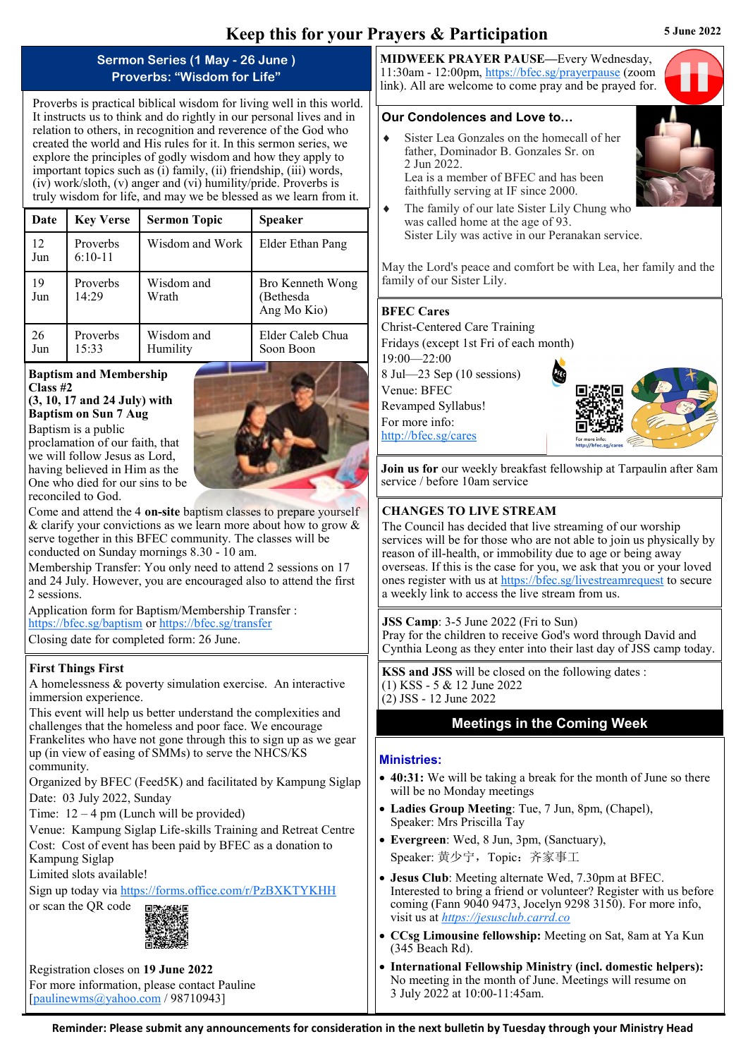# Keep this for your Prayers & Participation

5 June 2022

## Sermon Series (1 May - 26 June) Proverbs: "Wisdom for Life"

Proverbs is practical biblical wisdom for living well in this world. It instructs us to think and do rightly in our personal lives and in relation to others, in recognition and reverence of the God who created the world and His rules for it. In this sermon series, we explore the principles of godly wisdom and how they apply to important topics such as (i) family, (ii) friendship, (iii) words, (iv) work/sloth, (v) anger and (vi) humility/pride. Proverbs is truly wisdom for life, and may we be blessed as we learn from it.

| Date | Key Verse | Sermon Topic | Speaker |
|---|---|---|---|
| 12 Jun | Proverbs 6:10-11 | Wisdom and Work | Elder Ethan Pang |
| 19 Jun | Proverbs 14:29 | Wisdom and Wrath | Bro Kenneth Wong (Bethesda Ang Mo Kio) |
| 26 Jun | Proverbs 15:33 | Wisdom and Humility | Elder Caleb Chua Soon Boon |

**Baptism and Membership Class #2**
**(3, 10, 17 and 24 July) with Baptism on Sun 7 Aug**

Baptism is a public proclamation of our faith, that we will follow Jesus as Lord, having believed in Him as the One who died for our sins to be reconciled to God.

Come and attend the 4 **on-site** baptism classes to prepare yourself & clarify your convictions as we learn more about how to grow & serve together in this BFEC community. The classes will be conducted on Sunday mornings 8.30 - 10 am.

Membership Transfer: You only need to attend 2 sessions on 17 and 24 July. However, you are encouraged also to attend the first 2 sessions.

Application form for Baptism/Membership Transfer : https://bfec.sg/baptism or https://bfec.sg/transfer

Closing date for completed form: 26 June.

**First Things First**

A homelessness & poverty simulation exercise. An interactive immersion experience.

This event will help us better understand the complexities and challenges that the homeless and poor face. We encourage Frankelites who have not gone through this to sign up as we gear up (in view of easing of SMMs) to serve the NHCS/KS community.

Organized by BFEC (Feed5K) and facilitated by Kampung Siglap

Date: 03 July 2022, Sunday

Time: 12 – 4 pm (Lunch will be provided)

Venue: Kampung Siglap Life-skills Training and Retreat Centre

Cost: Cost of event has been paid by BFEC as a donation to Kampung Siglap

Limited slots available!

Sign up today via https://forms.office.com/r/PzBXKTYKHH or scan the QR code

Registration closes on **19 June 2022**

For more information, please contact Pauline [paulinewms@yahoo.com / 98710943]

**MIDWEEK PRAYER PAUSE**—Every Wednesday, 11:30am - 12:00pm, https://bfec.sg/prayerpause (zoom link). All are welcome to come pray and be prayed for.

**Our Condolences and Love to…**

- Sister Lea Gonzales on the homecall of her father, Dominador B. Gonzales Sr. on 2 Jun 2022.
  Lea is a member of BFEC and has been faithfully serving at IF since 2000.
- The family of our late Sister Lily Chung who was called home at the age of 93.
  Sister Lily was active in our Peranakan service.

May the Lord's peace and comfort be with Lea, her family and the family of our Sister Lily.

**BFEC Cares**

Christ-Centered Care Training
Fridays (except 1st Fri of each month)
19:00—22:00
8 Jul—23 Sep (10 sessions)
Venue: BFEC
Revamped Syllabus!
For more info:
http://bfec.sg/cares

**Join us for** our weekly breakfast fellowship at Tarpaulin after 8am service / before 10am service

**CHANGES TO LIVE STREAM**

The Council has decided that live streaming of our worship services will be for those who are not able to join us physically by reason of ill-health, or immobility due to age or being away overseas. If this is the case for you, we ask that you or your loved ones register with us at https://bfec.sg/livestreamrequest to secure a weekly link to access the live stream from us.

**JSS Camp**: 3-5 June 2022 (Fri to Sun)
Pray for the children to receive God's word through David and Cynthia Leong as they enter into their last day of JSS camp today.

**KSS and JSS** will be closed on the following dates :
(1) KSS - 5 & 12 June 2022
(2) JSS - 12 June 2022

## Meetings in the Coming Week

**Ministries:**

- **40:31:** We will be taking a break for the month of June so there will be no Monday meetings
- **Ladies Group Meeting**: Tue, 7 Jun, 8pm, (Chapel), Speaker: Mrs Priscilla Tay
- **Evergreen**: Wed, 8 Jun, 3pm, (Sanctuary), Speaker: 黄少宁，Topic：齐家事工
- **Jesus Club**: Meeting alternate Wed, 7.30pm at BFEC. Interested to bring a friend or volunteer? Register with us before coming (Fann 9040 9473, Jocelyn 9298 3150). For more info, visit us at *https://jesusclub.carrd.co*
- **CCsg Limousine fellowship:** Meeting on Sat, 8am at Ya Kun (345 Beach Rd).
- **International Fellowship Ministry (incl. domestic helpers):** No meeting in the month of June. Meetings will resume on 3 July 2022 at 10:00-11:45am.

**Reminder: Please submit any announcements for consideration in the next bulletin by Tuesday through your Ministry Head**